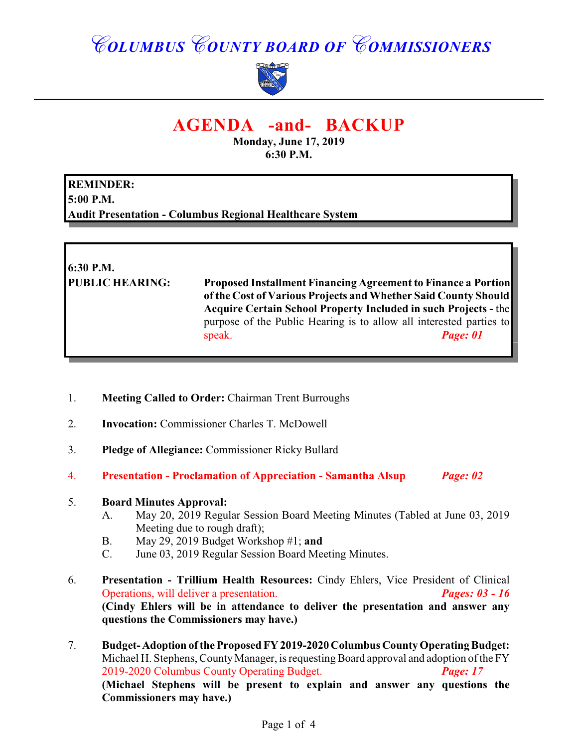# COLUMBUS COUNTY BOARD OF COMMISSIONERS

## AGENDA -and- BACKUP

**Monday, June 17, 2019**
**6:30 P.M.**

**REMINDER:**
**5:00 P.M.**
**Audit Presentation - Columbus Regional Healthcare System**

**6:30 P.M.**

**PUBLIC HEARING:** **Proposed Installment Financing Agreement to Finance a Portion of the Cost of Various Projects and Whether Said County Should Acquire Certain School Property Included in such Projects -** the purpose of the Public Hearing is to allow all interested parties to speak. ***Page: 01***

1. **Meeting Called to Order:** Chairman Trent Burroughs

2. **Invocation:** Commissioner Charles T. McDowell

3. **Pledge of Allegiance:** Commissioner Ricky Bullard

4. **Presentation - Proclamation of Appreciation - Samantha Alsup** ***Page: 02***

5. **Board Minutes Approval:**
   - A. May 20, 2019 Regular Session Board Meeting Minutes (Tabled at June 03, 2019 Meeting due to rough draft);
   - B. May 29, 2019 Budget Workshop #1; **and**
   - C. June 03, 2019 Regular Session Board Meeting Minutes.

6. **Presentation - Trillium Health Resources:** Cindy Ehlers, Vice President of Clinical Operations, will deliver a presentation. ***Pages: 03 - 16***
   **(Cindy Ehlers will be in attendance to deliver the presentation and answer any questions the Commissioners may have.)**

7. **Budget- Adoption of the Proposed FY 2019-2020 Columbus County Operating Budget:** Michael H. Stephens, County Manager, is requesting Board approval and adoption of the FY 2019-2020 Columbus County Operating Budget. ***Page: 17***
   **(Michael Stephens will be present to explain and answer any questions the Commissioners may have.)**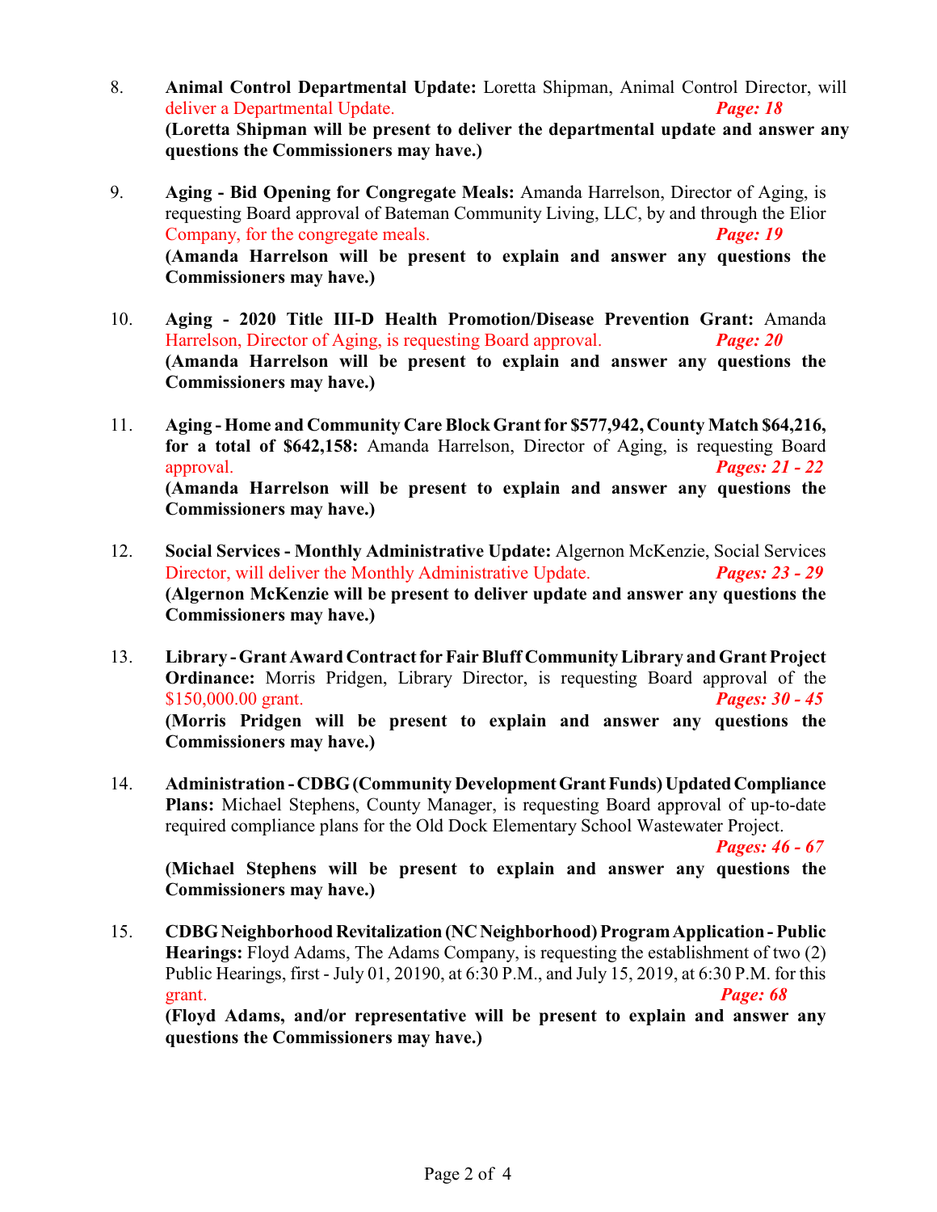8. **Animal Control Departmental Update:** Loretta Shipman, Animal Control Director, will deliver a Departmental Update. ***Page: 18***
   **(Loretta Shipman will be present to deliver the departmental update and answer any questions the Commissioners may have.)**

9. **Aging - Bid Opening for Congregate Meals:** Amanda Harrelson, Director of Aging, is requesting Board approval of Bateman Community Living, LLC, by and through the Elior Company, for the congregate meals. ***Page: 19***
   **(Amanda Harrelson will be present to explain and answer any questions the Commissioners may have.)**

10. **Aging - 2020 Title III-D Health Promotion/Disease Prevention Grant:** Amanda Harrelson, Director of Aging, is requesting Board approval. ***Page: 20***
    **(Amanda Harrelson will be present to explain and answer any questions the Commissioners may have.)**

11. **Aging - Home and Community Care Block Grant for $577,942, County Match $64,216, for a total of $642,158:** Amanda Harrelson, Director of Aging, is requesting Board approval. ***Pages: 21 - 22***
    **(Amanda Harrelson will be present to explain and answer any questions the Commissioners may have.)**

12. **Social Services - Monthly Administrative Update:** Algernon McKenzie, Social Services Director, will deliver the Monthly Administrative Update. ***Pages: 23 - 29***
    **(Algernon McKenzie will be present to deliver update and answer any questions the Commissioners may have.)**

13. **Library - Grant Award Contract for Fair Bluff Community Library and Grant Project Ordinance:** Morris Pridgen, Library Director, is requesting Board approval of the $150,000.00 grant. ***Pages: 30 - 45***
    **(Morris Pridgen will be present to explain and answer any questions the Commissioners may have.)**

14. **Administration - CDBG (Community Development Grant Funds) Updated Compliance Plans:** Michael Stephens, County Manager, is requesting Board approval of up-to-date required compliance plans for the Old Dock Elementary School Wastewater Project. ***Pages: 46 - 67***
    **(Michael Stephens will be present to explain and answer any questions the Commissioners may have.)**

15. **CDBG Neighborhood Revitalization (NC Neighborhood) Program Application - Public Hearings:** Floyd Adams, The Adams Company, is requesting the establishment of two (2) Public Hearings, first - July 01, 20190, at 6:30 P.M., and July 15, 2019, at 6:30 P.M. for this grant. ***Page: 68***
    **(Floyd Adams, and/or representative will be present to explain and answer any questions the Commissioners may have.)**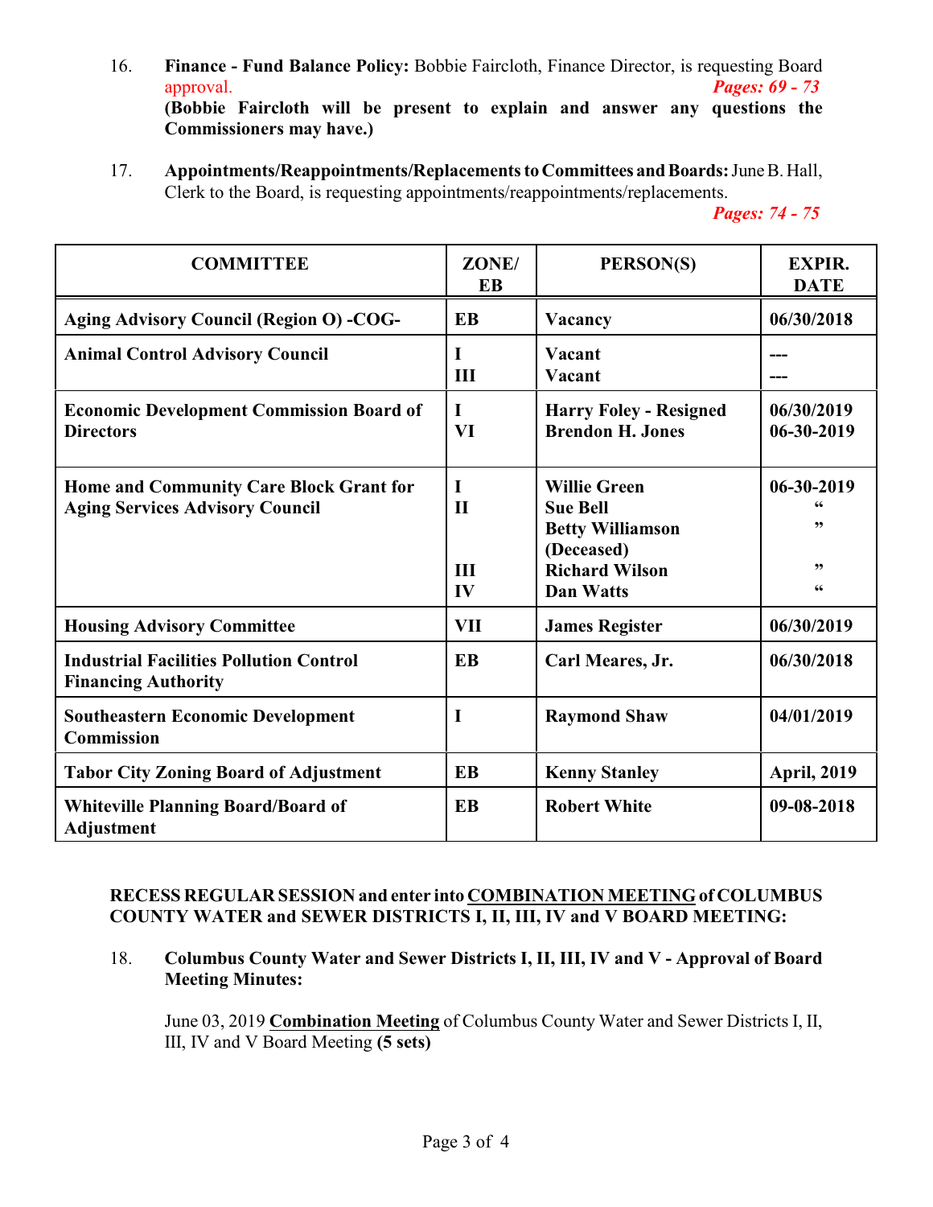16. **Finance - Fund Balance Policy:** Bobbie Faircloth, Finance Director, is requesting Board approval. ***Pages: 69 - 73***
**(Bobbie Faircloth will be present to explain and answer any questions the Commissioners may have.)**

17. **Appointments/Reappointments/Replacements to Committees and Boards:** June B. Hall, Clerk to the Board, is requesting appointments/reappointments/replacements. ***Pages: 74 - 75***

| COMMITTEE | ZONE/ EB | PERSON(S) | EXPIR. DATE |
|---|---|---|---|
| **Aging Advisory Council (Region O) -COG-** | **EB** | **Vacancy** | **06/30/2018** |
| **Animal Control Advisory Council** | **I**<br>**III** | **Vacant**<br>**Vacant** | **---**<br>**---** |
| **Economic Development Commission Board of Directors** | **I**<br>**VI** | **Harry Foley - Resigned**<br>**Brendon H. Jones** | **06/30/2019**<br>**06-30-2019** |
| **Home and Community Care Block Grant for Aging Services Advisory Council** | **I**<br>**II**<br><br>**III**<br>**IV** | **Willie Green**<br>**Sue Bell**<br>**Betty Williamson (Deceased)**<br>**Richard Wilson**<br>**Dan Watts** | **06-30-2019**<br>**"**<br>**"**<br><br>**"**<br>**"** |
| **Housing Advisory Committee** | **VII** | **James Register** | **06/30/2019** |
| **Industrial Facilities Pollution Control Financing Authority** | **EB** | **Carl Meares, Jr.** | **06/30/2018** |
| **Southeastern Economic Development Commission** | **I** | **Raymond Shaw** | **04/01/2019** |
| **Tabor City Zoning Board of Adjustment** | **EB** | **Kenny Stanley** | **April, 2019** |
| **Whiteville Planning Board/Board of Adjustment** | **EB** | **Robert White** | **09-08-2018** |

**RECESS REGULAR SESSION and enter into <u>COMBINATION MEETING</u> of COLUMBUS COUNTY WATER and SEWER DISTRICTS I, II, III, IV and V BOARD MEETING:**

18. **Columbus County Water and Sewer Districts I, II, III, IV and V - Approval of Board Meeting Minutes:**

    June 03, 2019 **<u>Combination Meeting</u>** of Columbus County Water and Sewer Districts I, II, III, IV and V Board Meeting **(5 sets)**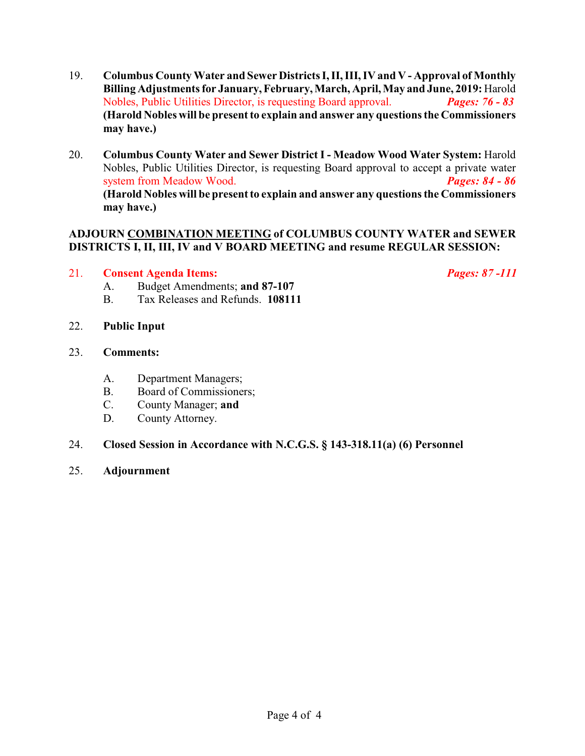19. **Columbus County Water and Sewer Districts I, II, III, IV and V - Approval of Monthly Billing Adjustments for January, February, March, April, May and June, 2019:** Harold Nobles, Public Utilities Director, is requesting Board approval. ***Pages: 76 - 83***
**(Harold Nobles will be present to explain and answer any questions the Commissioners may have.)**

20. **Columbus County Water and Sewer District I - Meadow Wood Water System:** Harold Nobles, Public Utilities Director, is requesting Board approval to accept a private water system from Meadow Wood. ***Pages: 84 - 86***
**(Harold Nobles will be present to explain and answer any questions the Commissioners may have.)**

**ADJOURN COMBINATION MEETING of COLUMBUS COUNTY WATER and SEWER DISTRICTS I, II, III, IV and V BOARD MEETING and resume REGULAR SESSION:**

21. **Consent Agenda Items:** ***Pages: 87 -111***
    A. Budget Amendments; **and 87-107**
    B. Tax Releases and Refunds. **108111**

22. **Public Input**

23. **Comments:**

    A. Department Managers;
    B. Board of Commissioners;
    C. County Manager; **and**
    D. County Attorney.

24. **Closed Session in Accordance with N.C.G.S. § 143-318.11(a) (6) Personnel**

25. **Adjournment**